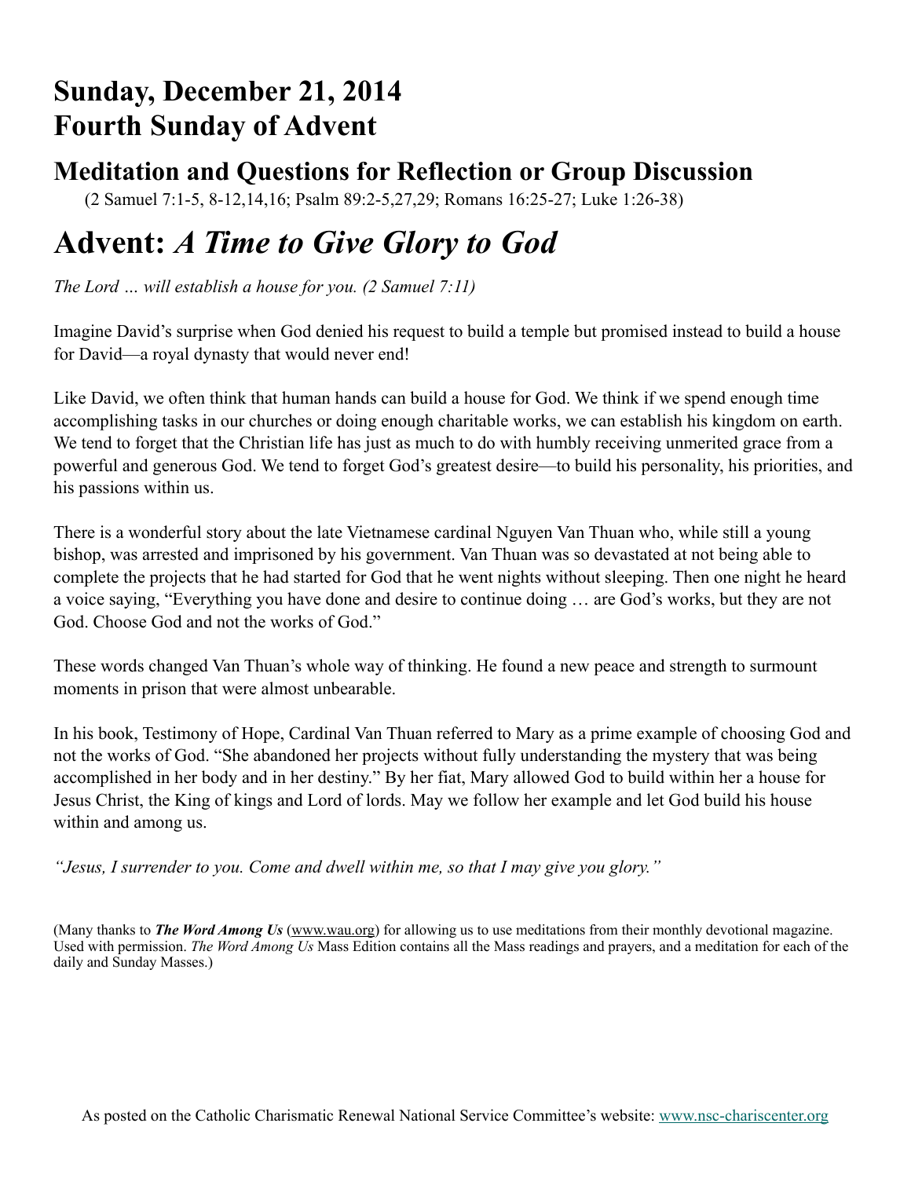# Sunday, December 21, 2014
# Fourth Sunday of Advent

## Meditation and Questions for Reflection or Group Discussion

(2 Samuel 7:1-5, 8-12,14,16; Psalm 89:2-5,27,29; Romans 16:25-27; Luke 1:26-38)

# Advent: *A Time to Give Glory to God*

*The Lord … will establish a house for you. (2 Samuel 7:11)*

Imagine David's surprise when God denied his request to build a temple but promised instead to build a house for David—a royal dynasty that would never end!

Like David, we often think that human hands can build a house for God. We think if we spend enough time accomplishing tasks in our churches or doing enough charitable works, we can establish his kingdom on earth. We tend to forget that the Christian life has just as much to do with humbly receiving unmerited grace from a powerful and generous God. We tend to forget God's greatest desire—to build his personality, his priorities, and his passions within us.

There is a wonderful story about the late Vietnamese cardinal Nguyen Van Thuan who, while still a young bishop, was arrested and imprisoned by his government. Van Thuan was so devastated at not being able to complete the projects that he had started for God that he went nights without sleeping. Then one night he heard a voice saying, "Everything you have done and desire to continue doing … are God's works, but they are not God. Choose God and not the works of God."

These words changed Van Thuan's whole way of thinking. He found a new peace and strength to surmount moments in prison that were almost unbearable.

In his book, Testimony of Hope, Cardinal Van Thuan referred to Mary as a prime example of choosing God and not the works of God. "She abandoned her projects without fully understanding the mystery that was being accomplished in her body and in her destiny." By her fiat, Mary allowed God to build within her a house for Jesus Christ, the King of kings and Lord of lords. May we follow her example and let God build his house within and among us.

*"Jesus, I surrender to you. Come and dwell within me, so that I may give you glory."*

(Many thanks to ***The Word Among Us*** (www.wau.org) for allowing us to use meditations from their monthly devotional magazine. Used with permission. *The Word Among Us* Mass Edition contains all the Mass readings and prayers, and a meditation for each of the daily and Sunday Masses.)

As posted on the Catholic Charismatic Renewal National Service Committee's website: www.nsc-chariscenter.org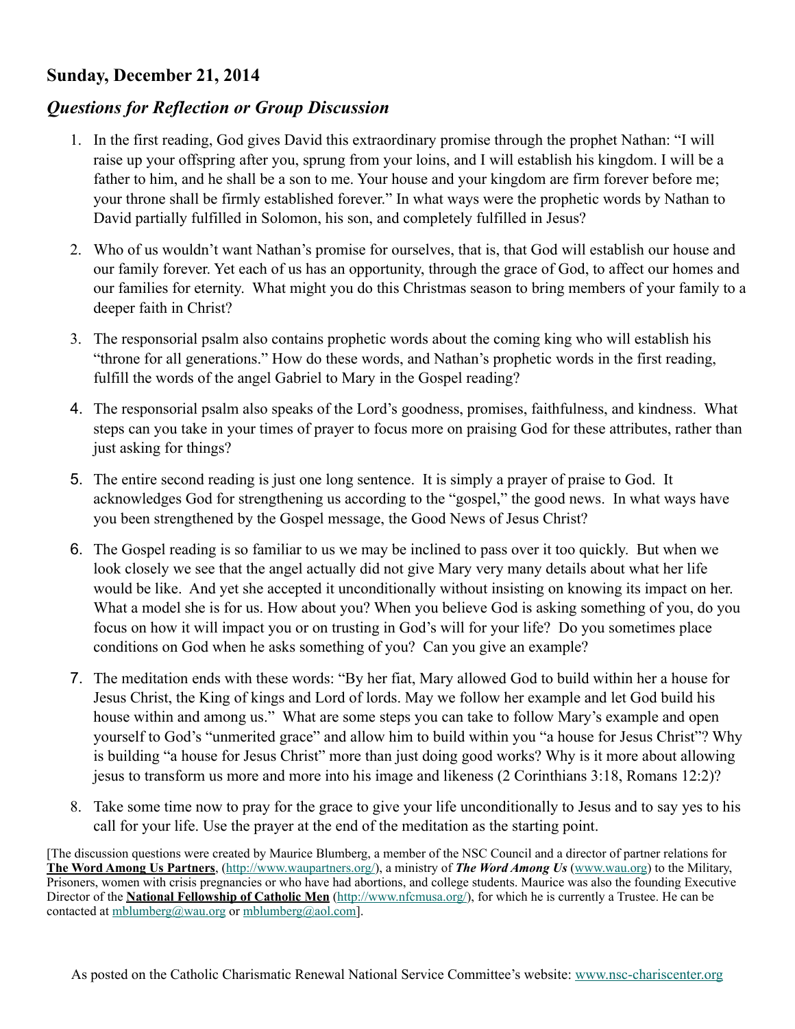**Sunday, December 21, 2014**

## *Questions for Reflection or Group Discussion*

1. In the first reading, God gives David this extraordinary promise through the prophet Nathan: "I will raise up your offspring after you, sprung from your loins, and I will establish his kingdom. I will be a father to him, and he shall be a son to me. Your house and your kingdom are firm forever before me; your throne shall be firmly established forever." In what ways were the prophetic words by Nathan to David partially fulfilled in Solomon, his son, and completely fulfilled in Jesus?

2. Who of us wouldn't want Nathan's promise for ourselves, that is, that God will establish our house and our family forever. Yet each of us has an opportunity, through the grace of God, to affect our homes and our families for eternity. What might you do this Christmas season to bring members of your family to a deeper faith in Christ?

3. The responsorial psalm also contains prophetic words about the coming king who will establish his "throne for all generations." How do these words, and Nathan's prophetic words in the first reading, fulfill the words of the angel Gabriel to Mary in the Gospel reading?

4. The responsorial psalm also speaks of the Lord's goodness, promises, faithfulness, and kindness. What steps can you take in your times of prayer to focus more on praising God for these attributes, rather than just asking for things?

5. The entire second reading is just one long sentence. It is simply a prayer of praise to God. It acknowledges God for strengthening us according to the "gospel," the good news. In what ways have you been strengthened by the Gospel message, the Good News of Jesus Christ?

6. The Gospel reading is so familiar to us we may be inclined to pass over it too quickly. But when we look closely we see that the angel actually did not give Mary very many details about what her life would be like. And yet she accepted it unconditionally without insisting on knowing its impact on her. What a model she is for us. How about you? When you believe God is asking something of you, do you focus on how it will impact you or on trusting in God's will for your life? Do you sometimes place conditions on God when he asks something of you? Can you give an example?

7. The meditation ends with these words: "By her fiat, Mary allowed God to build within her a house for Jesus Christ, the King of kings and Lord of lords. May we follow her example and let God build his house within and among us." What are some steps you can take to follow Mary's example and open yourself to God's "unmerited grace" and allow him to build within you "a house for Jesus Christ"? Why is building "a house for Jesus Christ" more than just doing good works? Why is it more about allowing jesus to transform us more and more into his image and likeness (2 Corinthians 3:18, Romans 12:2)?

8. Take some time now to pray for the grace to give your life unconditionally to Jesus and to say yes to his call for your life. Use the prayer at the end of the meditation as the starting point.

[The discussion questions were created by Maurice Blumberg, a member of the NSC Council and a director of partner relations for **The Word Among Us Partners**, (http://www.waupartners.org/), a ministry of ***The Word Among Us*** (www.wau.org) to the Military, Prisoners, women with crisis pregnancies or who have had abortions, and college students. Maurice was also the founding Executive Director of the **National Fellowship of Catholic Men** (http://www.nfcmusa.org/), for which he is currently a Trustee. He can be contacted at mblumberg@wau.org or mblumberg@aol.com].

As posted on the Catholic Charismatic Renewal National Service Committee's website: www.nsc-chariscenter.org